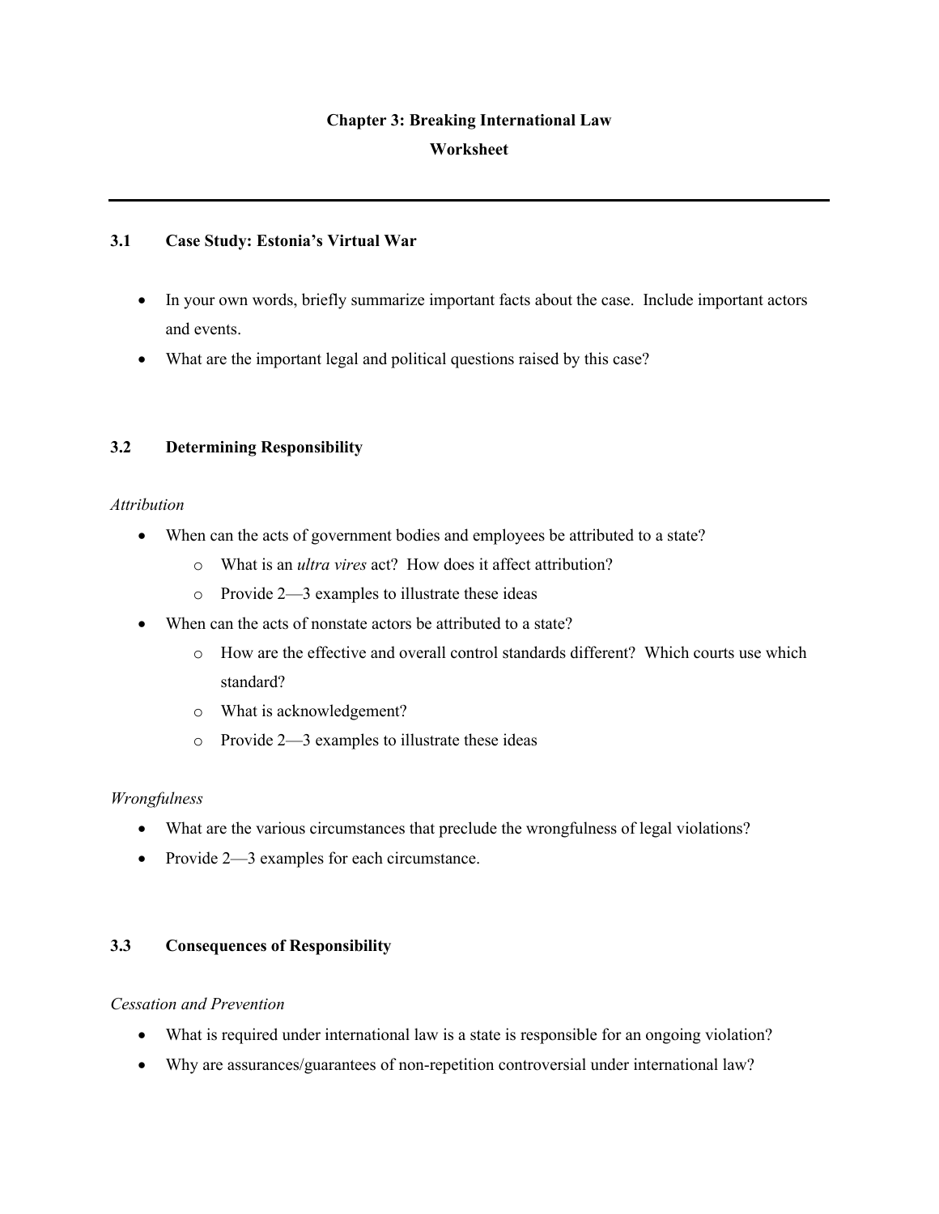# Chapter 3: Breaking International Law

## Worksheet

---

### 3.1 Case Study: Estonia's Virtual War

- In your own words, briefly summarize important facts about the case. Include important actors and events.
- What are the important legal and political questions raised by this case?

### 3.2 Determining Responsibility

*Attribution*

- When can the acts of government bodies and employees be attributed to a state?
  - What is an *ultra vires* act? How does it affect attribution?
  - Provide 2—3 examples to illustrate these ideas
- When can the acts of nonstate actors be attributed to a state?
  - How are the effective and overall control standards different? Which courts use which standard?
  - What is acknowledgement?
  - Provide 2—3 examples to illustrate these ideas

*Wrongfulness*

- What are the various circumstances that preclude the wrongfulness of legal violations?
- Provide 2—3 examples for each circumstance.

### 3.3 Consequences of Responsibility

*Cessation and Prevention*

- What is required under international law is a state is responsible for an ongoing violation?
- Why are assurances/guarantees of non-repetition controversial under international law?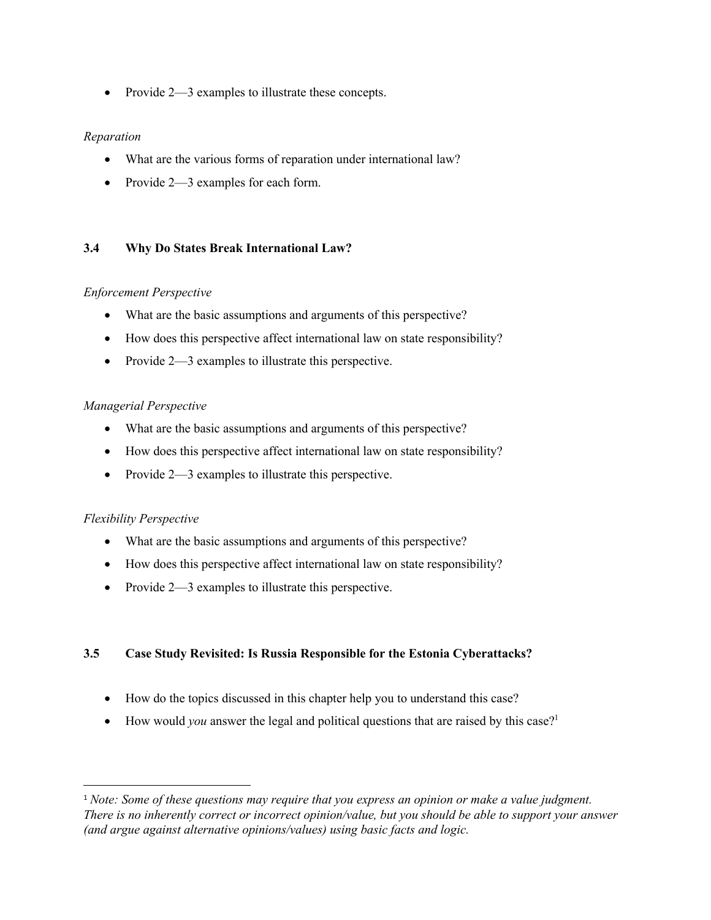- Provide 2—3 examples to illustrate these concepts.

*Reparation*

- What are the various forms of reparation under international law?
- Provide 2—3 examples for each form.

### 3.4 Why Do States Break International Law?

*Enforcement Perspective*

- What are the basic assumptions and arguments of this perspective?
- How does this perspective affect international law on state responsibility?
- Provide 2—3 examples to illustrate this perspective.

*Managerial Perspective*

- What are the basic assumptions and arguments of this perspective?
- How does this perspective affect international law on state responsibility?
- Provide 2—3 examples to illustrate this perspective.

*Flexibility Perspective*

- What are the basic assumptions and arguments of this perspective?
- How does this perspective affect international law on state responsibility?
- Provide 2—3 examples to illustrate this perspective.

### 3.5 Case Study Revisited: Is Russia Responsible for the Estonia Cyberattacks?

- How do the topics discussed in this chapter help you to understand this case?
- How would *you* answer the legal and political questions that are raised by this case?[1]

---

[1] *Note: Some of these questions may require that you express an opinion or make a value judgment. There is no inherently correct or incorrect opinion/value, but you should be able to support your answer (and argue against alternative opinions/values) using basic facts and logic.*